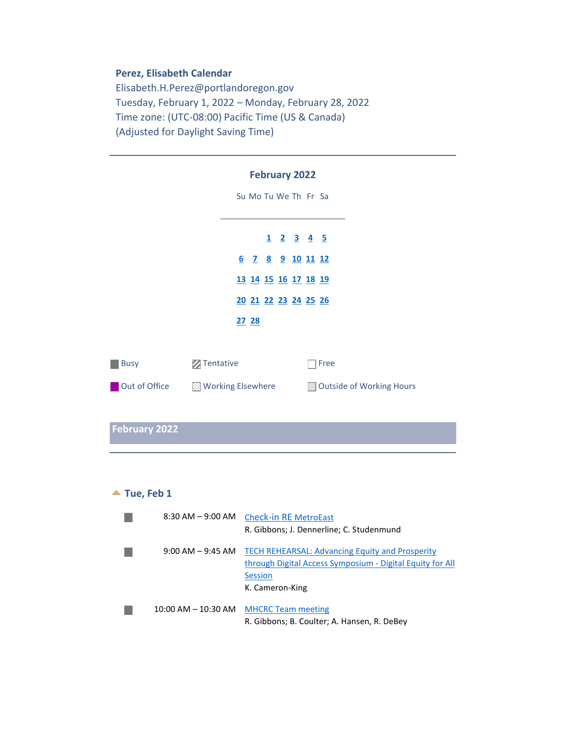**Perez, Elisabeth Calendar**

Elisabeth.H.Perez@portlandoregon.gov

Tuesday, February 1, 2022 – Monday, February 28, 2022

Time zone: (UTC-08:00) Pacific Time (US & Canada)

(Adjusted for Daylight Saving Time)

---

**February 2022**

| Su | Mo | Tu | We | Th | Fr | Sa |
|---|---|---|---|---|---|---|
| | | 1 | 2 | 3 | 4 | 5 |
| 6 | 7 | 8 | 9 | 10 | 11 | 12 |
| 13 | 14 | 15 | 16 | 17 | 18 | 19 |
| 20 | 21 | 22 | 23 | 24 | 25 | 26 |
| 27 | 28 | | | | | |

Busy    Tentative    Free

Out of Office    Working Elsewhere    Outside of Working Hours

## February 2022

---

### Tue, Feb 1

| | | |
|---|---|---|
| 8:30 AM – 9:00 AM | Check-in RE MetroEast<br>R. Gibbons; J. Dennerline; C. Studenmund |
| 9:00 AM – 9:45 AM | TECH REHEARSAL: Advancing Equity and Prosperity through Digital Access Symposium - Digital Equity for All Session<br>K. Cameron-King |
| 10:00 AM – 10:30 AM | MHCRC Team meeting<br>R. Gibbons; B. Coulter; A. Hansen, R. DeBey |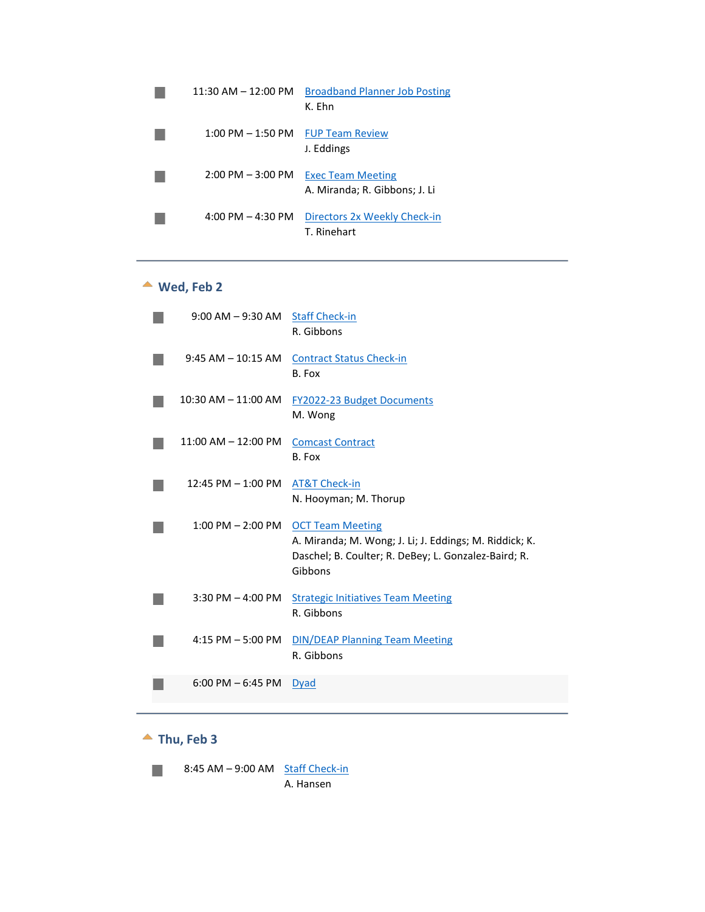■ 11:30 AM – 12:00 PM [Broadband Planner Job Posting]
K. Ehn

■ 1:00 PM – 1:50 PM [FUP Team Review]
J. Eddings

■ 2:00 PM – 3:00 PM [Exec Team Meeting]
A. Miranda; R. Gibbons; J. Li

■ 4:00 PM – 4:30 PM [Directors 2x Weekly Check-in]
T. Rinehart

---

## Wed, Feb 2

■ 9:00 AM – 9:30 AM [Staff Check-in]
R. Gibbons

■ 9:45 AM – 10:15 AM [Contract Status Check-in]
B. Fox

■ 10:30 AM – 11:00 AM [FY2022-23 Budget Documents]
M. Wong

■ 11:00 AM – 12:00 PM [Comcast Contract]
B. Fox

■ 12:45 PM – 1:00 PM [AT&T Check-in]
N. Hooyman; M. Thorup

■ 1:00 PM – 2:00 PM [OCT Team Meeting]
A. Miranda; M. Wong; J. Li; J. Eddings; M. Riddick; K. Daschel; B. Coulter; R. DeBey; L. Gonzalez-Baird; R. Gibbons

■ 3:30 PM – 4:00 PM [Strategic Initiatives Team Meeting]
R. Gibbons

■ 4:15 PM – 5:00 PM [DIN/DEAP Planning Team Meeting]
R. Gibbons

■ 6:00 PM – 6:45 PM [Dyad]

---

## Thu, Feb 3

■ 8:45 AM – 9:00 AM [Staff Check-in]
A. Hansen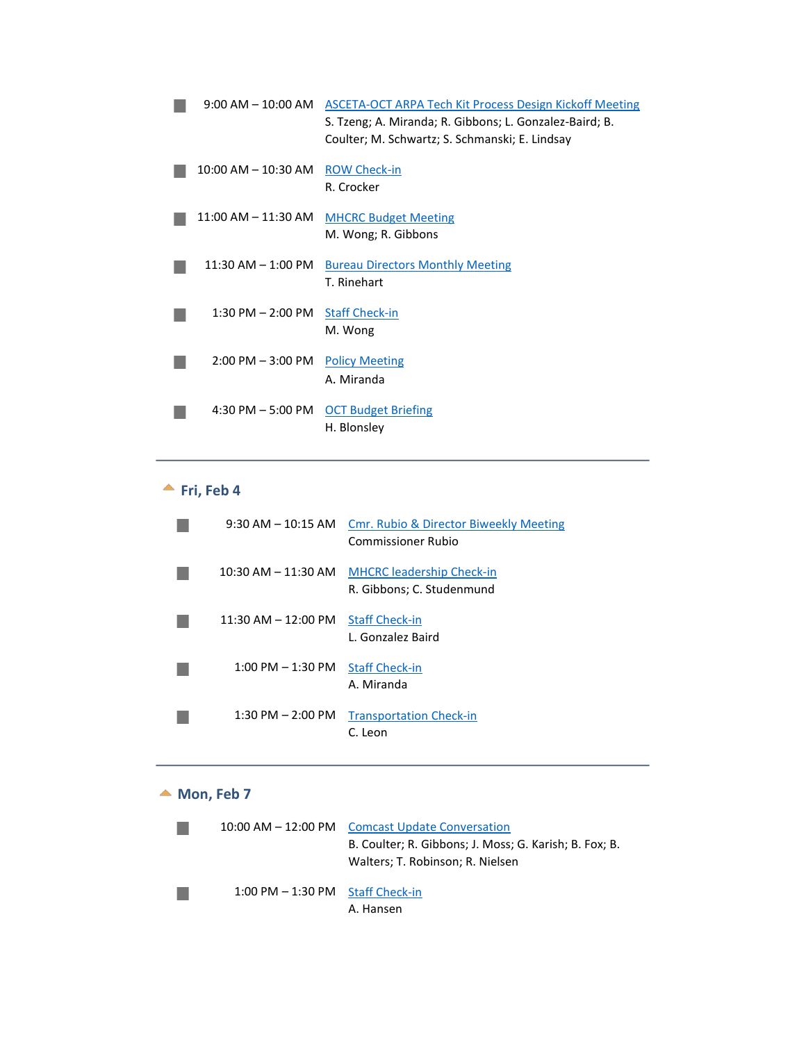- 9:00 AM – 10:00 AM [ASCETA-OCT ARPA Tech Kit Process Design Kickoff Meeting]
  S. Tzeng; A. Miranda; R. Gibbons; L. Gonzalez-Baird; B. Coulter; M. Schwartz; S. Schmanski; E. Lindsay

- 10:00 AM – 10:30 AM [ROW Check-in]
  R. Crocker

- 11:00 AM – 11:30 AM [MHCRC Budget Meeting]
  M. Wong; R. Gibbons

- 11:30 AM – 1:00 PM [Bureau Directors Monthly Meeting]
  T. Rinehart

- 1:30 PM – 2:00 PM [Staff Check-in]
  M. Wong

- 2:00 PM – 3:00 PM [Policy Meeting]
  A. Miranda

- 4:30 PM – 5:00 PM [OCT Budget Briefing]
  H. Blonsley

---

## Fri, Feb 4

- 9:30 AM – 10:15 AM [Cmr. Rubio & Director Biweekly Meeting]
  Commissioner Rubio

- 10:30 AM – 11:30 AM [MHCRC leadership Check-in]
  R. Gibbons; C. Studenmund

- 11:30 AM – 12:00 PM [Staff Check-in]
  L. Gonzalez Baird

- 1:00 PM – 1:30 PM [Staff Check-in]
  A. Miranda

- 1:30 PM – 2:00 PM [Transportation Check-in]
  C. Leon

---

## Mon, Feb 7

- 10:00 AM – 12:00 PM [Comcast Update Conversation]
  B. Coulter; R. Gibbons; J. Moss; G. Karish; B. Fox; B. Walters; T. Robinson; R. Nielsen

- 1:00 PM – 1:30 PM [Staff Check-in]
  A. Hansen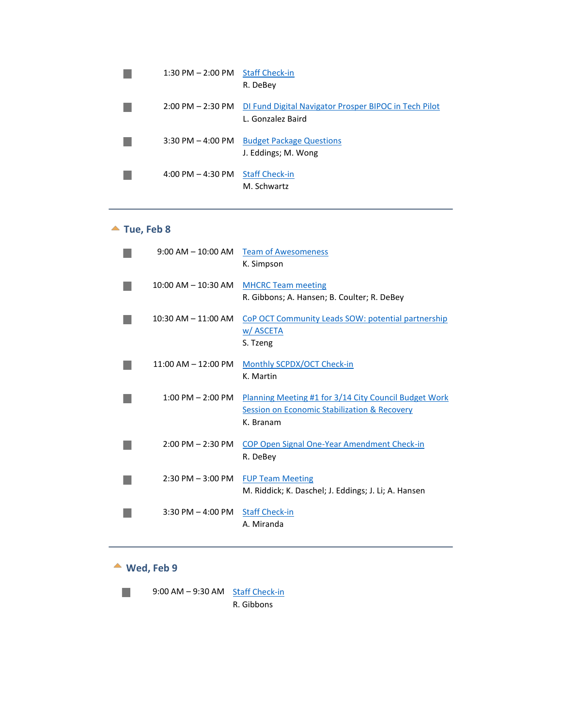- 1:30 PM – 2:00 PM **Staff Check-in**
  R. DeBey

- 2:00 PM – 2:30 PM **DI Fund Digital Navigator Prosper BIPOC in Tech Pilot**
  L. Gonzalez Baird

- 3:30 PM – 4:00 PM **Budget Package Questions**
  J. Eddings; M. Wong

- 4:00 PM – 4:30 PM **Staff Check-in**
  M. Schwartz

---

## Tue, Feb 8

- 9:00 AM – 10:00 AM **Team of Awesomeness**
  K. Simpson

- 10:00 AM – 10:30 AM **MHCRC Team meeting**
  R. Gibbons; A. Hansen; B. Coulter; R. DeBey

- 10:30 AM – 11:00 AM **CoP OCT Community Leads SOW: potential partnership w/ ASCETA**
  S. Tzeng

- 11:00 AM – 12:00 PM **Monthly SCPDX/OCT Check-in**
  K. Martin

- 1:00 PM – 2:00 PM **Planning Meeting #1 for 3/14 City Council Budget Work Session on Economic Stabilization & Recovery**
  K. Branam

- 2:00 PM – 2:30 PM **COP Open Signal One-Year Amendment Check-in**
  R. DeBey

- 2:30 PM – 3:00 PM **FUP Team Meeting**
  M. Riddick; K. Daschel; J. Eddings; J. Li; A. Hansen

- 3:30 PM – 4:00 PM **Staff Check-in**
  A. Miranda

---

## Wed, Feb 9

- 9:00 AM – 9:30 AM **Staff Check-in**
  R. Gibbons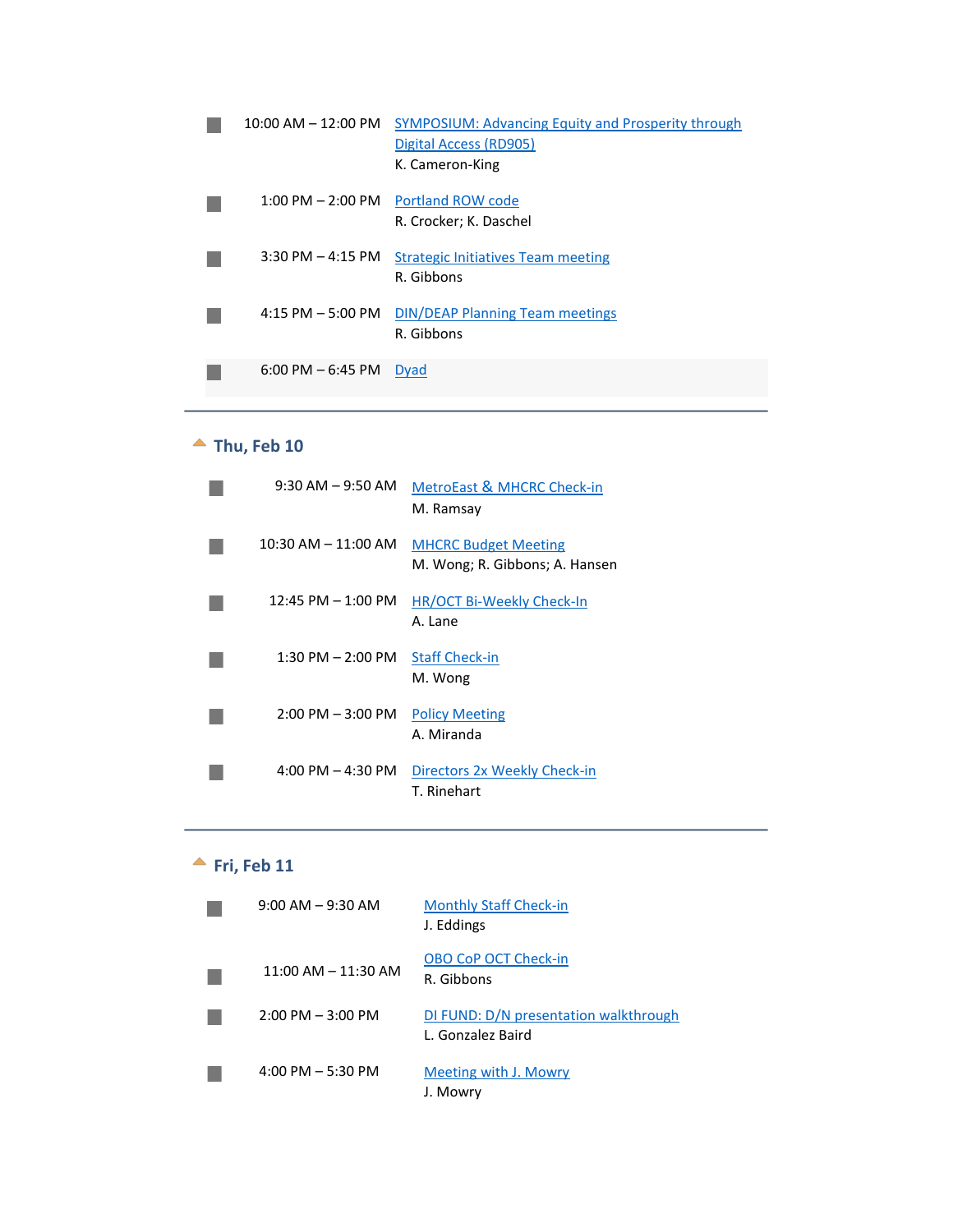- 10:00 AM – 12:00 PM SYMPOSIUM: Advancing Equity and Prosperity through Digital Access (RD905)
  K. Cameron-King
- 1:00 PM – 2:00 PM Portland ROW code
  R. Crocker; K. Daschel
- 3:30 PM – 4:15 PM Strategic Initiatives Team meeting
  R. Gibbons
- 4:15 PM – 5:00 PM DIN/DEAP Planning Team meetings
  R. Gibbons
- 6:00 PM – 6:45 PM Dyad

## Thu, Feb 10

- 9:30 AM – 9:50 AM MetroEast & MHCRC Check-in
  M. Ramsay
- 10:30 AM – 11:00 AM MHCRC Budget Meeting
  M. Wong; R. Gibbons; A. Hansen
- 12:45 PM – 1:00 PM HR/OCT Bi-Weekly Check-In
  A. Lane
- 1:30 PM – 2:00 PM Staff Check-in
  M. Wong
- 2:00 PM – 3:00 PM Policy Meeting
  A. Miranda
- 4:00 PM – 4:30 PM Directors 2x Weekly Check-in
  T. Rinehart

## Fri, Feb 11

- 9:00 AM – 9:30 AM Monthly Staff Check-in
  J. Eddings
- 11:00 AM – 11:30 AM OBO CoP OCT Check-in
  R. Gibbons
- 2:00 PM – 3:00 PM DI FUND: D/N presentation walkthrough
  L. Gonzalez Baird
- 4:00 PM – 5:30 PM Meeting with J. Mowry
  J. Mowry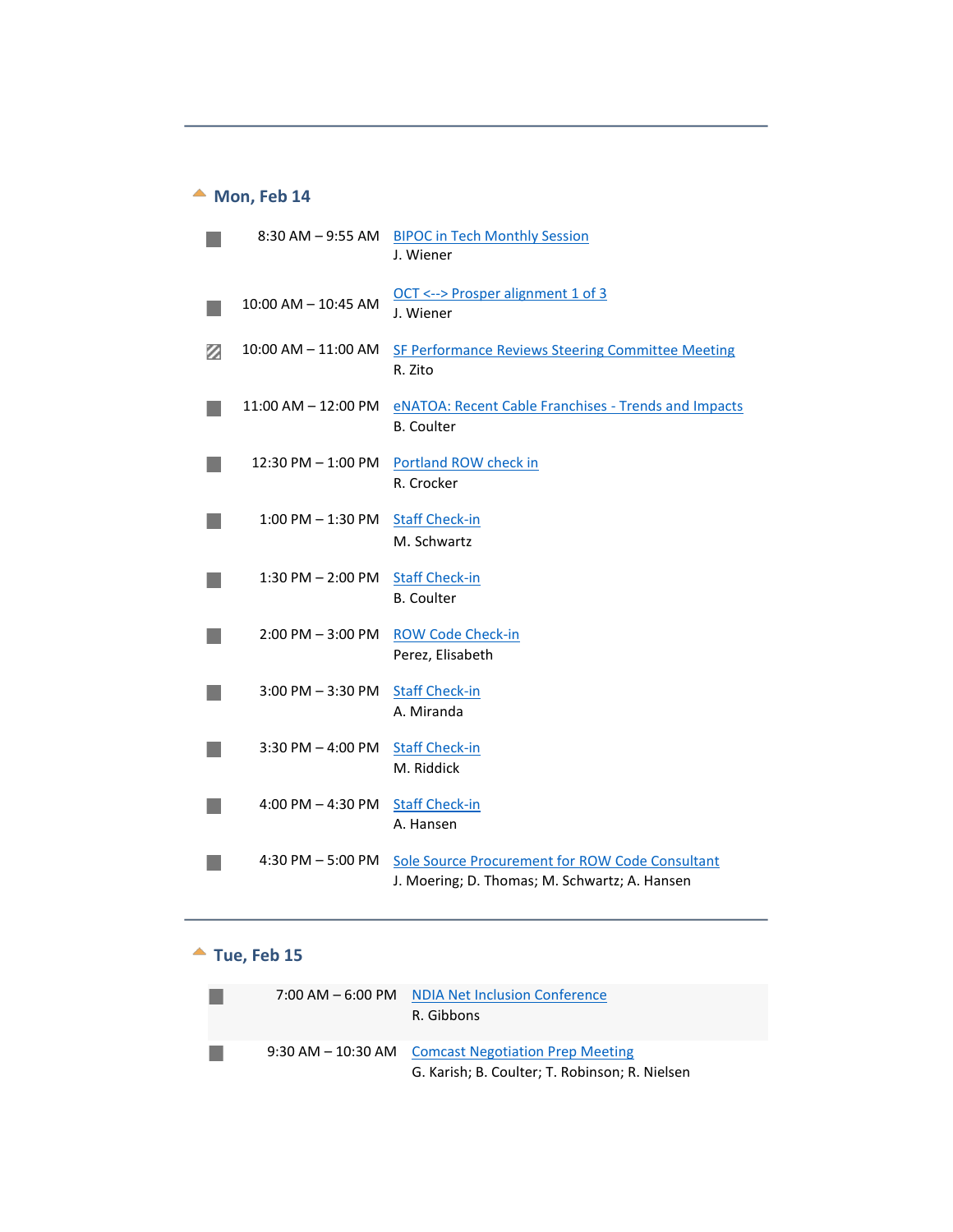## Mon, Feb 14

| | | |
|---|---|---|
| | 8:30 AM – 9:55 AM | BIPOC in Tech Monthly Session<br>J. Wiener |
| | 10:00 AM – 10:45 AM | OCT <--> Prosper alignment 1 of 3<br>J. Wiener |
| | 10:00 AM – 11:00 AM | SF Performance Reviews Steering Committee Meeting<br>R. Zito |
| | 11:00 AM – 12:00 PM | eNATOA: Recent Cable Franchises - Trends and Impacts<br>B. Coulter |
| | 12:30 PM – 1:00 PM | Portland ROW check in<br>R. Crocker |
| | 1:00 PM – 1:30 PM | Staff Check-in<br>M. Schwartz |
| | 1:30 PM – 2:00 PM | Staff Check-in<br>B. Coulter |
| | 2:00 PM – 3:00 PM | ROW Code Check-in<br>Perez, Elisabeth |
| | 3:00 PM – 3:30 PM | Staff Check-in<br>A. Miranda |
| | 3:30 PM – 4:00 PM | Staff Check-in<br>M. Riddick |
| | 4:00 PM – 4:30 PM | Staff Check-in<br>A. Hansen |
| | 4:30 PM – 5:00 PM | Sole Source Procurement for ROW Code Consultant<br>J. Moering; D. Thomas; M. Schwartz; A. Hansen |

## Tue, Feb 15

| | | |
|---|---|---|
| | 7:00 AM – 6:00 PM | NDIA Net Inclusion Conference<br>R. Gibbons |
| | 9:30 AM – 10:30 AM | Comcast Negotiation Prep Meeting<br>G. Karish; B. Coulter; T. Robinson; R. Nielsen |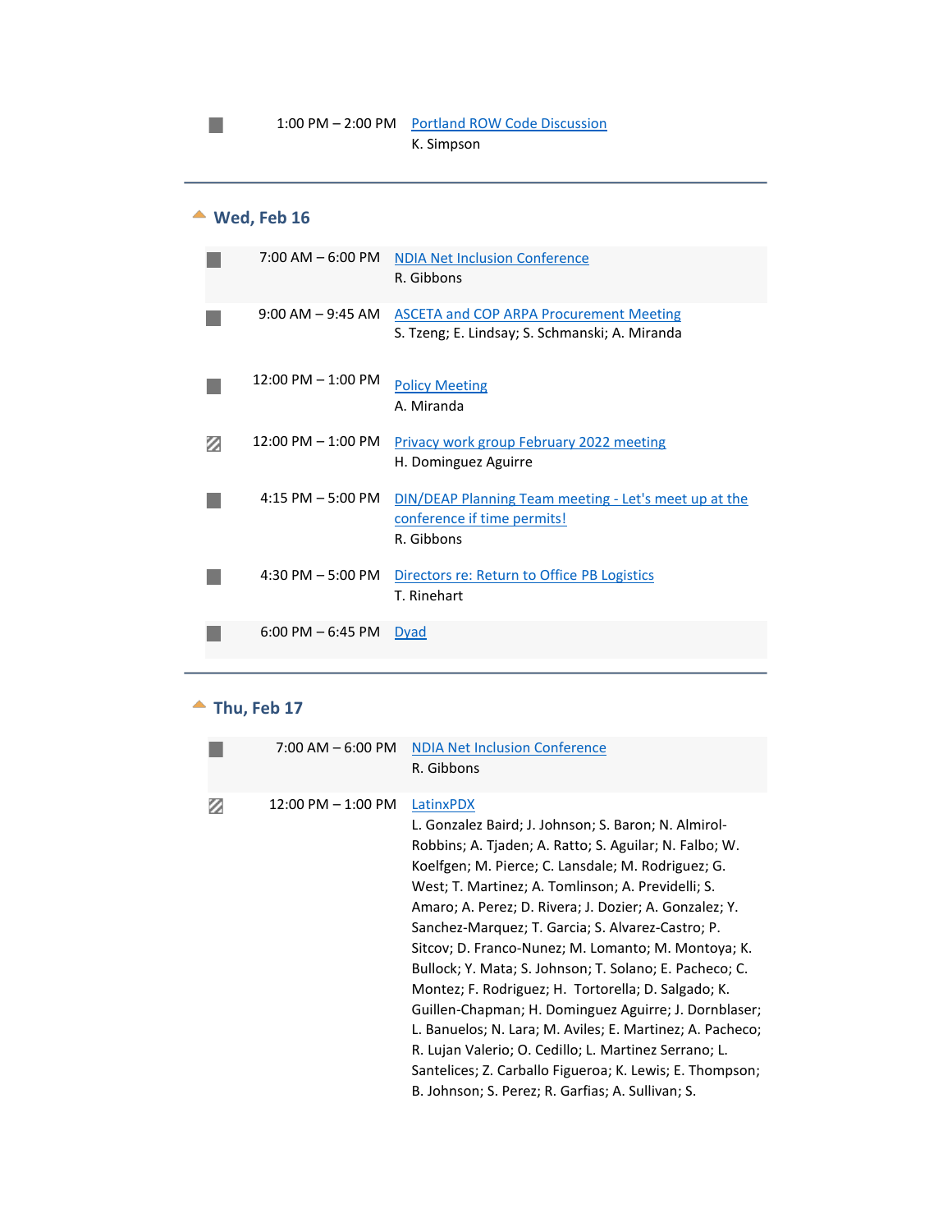1:00 PM – 2:00 PM Portland ROW Code Discussion
K. Simpson

---

## Wed, Feb 16

7:00 AM – 6:00 PM NDIA Net Inclusion Conference
R. Gibbons

9:00 AM – 9:45 AM ASCETA and COP ARPA Procurement Meeting
S. Tzeng; E. Lindsay; S. Schmanski; A. Miranda

12:00 PM – 1:00 PM Policy Meeting
A. Miranda

12:00 PM – 1:00 PM Privacy work group February 2022 meeting
H. Dominguez Aguirre

4:15 PM – 5:00 PM DIN/DEAP Planning Team meeting - Let's meet up at the conference if time permits!
R. Gibbons

4:30 PM – 5:00 PM Directors re: Return to Office PB Logistics
T. Rinehart

6:00 PM – 6:45 PM Dyad

---

## Thu, Feb 17

7:00 AM – 6:00 PM NDIA Net Inclusion Conference
R. Gibbons

12:00 PM – 1:00 PM LatinxPDX
L. Gonzalez Baird; J. Johnson; S. Baron; N. Almirol-Robbins; A. Tjaden; A. Ratto; S. Aguilar; N. Falbo; W. Koelfgen; M. Pierce; C. Lansdale; M. Rodriguez; G. West; T. Martinez; A. Tomlinson; A. Previdelli; S. Amaro; A. Perez; D. Rivera; J. Dozier; A. Gonzalez; Y. Sanchez-Marquez; T. Garcia; S. Alvarez-Castro; P. Sitcov; D. Franco-Nunez; M. Lomanto; M. Montoya; K. Bullock; Y. Mata; S. Johnson; T. Solano; E. Pacheco; C. Montez; F. Rodriguez; H. Tortorella; D. Salgado; K. Guillen-Chapman; H. Dominguez Aguirre; J. Dornblaser; L. Banuelos; N. Lara; M. Aviles; E. Martinez; A. Pacheco; R. Lujan Valerio; O. Cedillo; L. Martinez Serrano; L. Santelices; Z. Carballo Figueroa; K. Lewis; E. Thompson; B. Johnson; S. Perez; R. Garfias; A. Sullivan; S.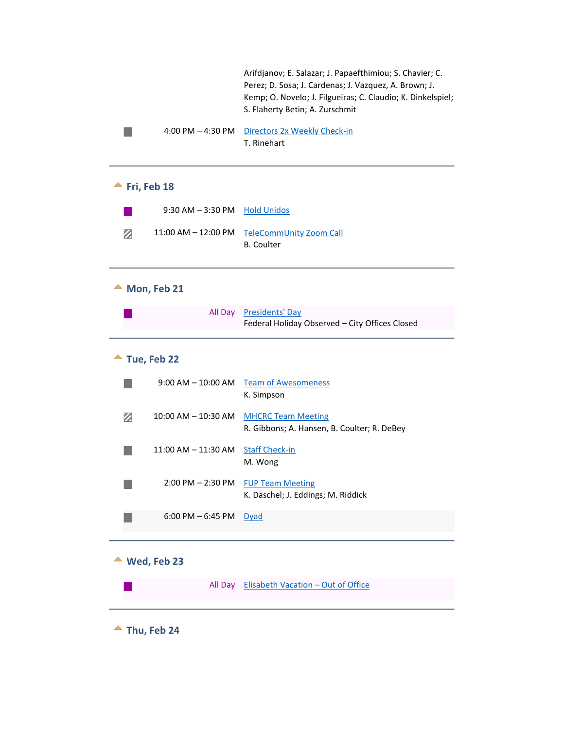Arifdjanov; E. Salazar; J. Papaefthimiou; S. Chavier; C. Perez; D. Sosa; J. Cardenas; J. Vazquez, A. Brown; J. Kemp; O. Novelo; J. Filgueiras; C. Claudio; K. Dinkelspiel; S. Flaherty Betin; A. Zurschmit

4:00 PM – 4:30 PM Directors 2x Weekly Check-in
T. Rinehart

---

## Fri, Feb 18

9:30 AM – 3:30 PM Hold Unidos

11:00 AM – 12:00 PM TeleCommUnity Zoom Call
B. Coulter

---

## Mon, Feb 21

All Day Presidents' Day
Federal Holiday Observed – City Offices Closed

---

## Tue, Feb 22

9:00 AM – 10:00 AM Team of Awesomeness
K. Simpson

10:00 AM – 10:30 AM MHCRC Team Meeting
R. Gibbons; A. Hansen, B. Coulter; R. DeBey

11:00 AM – 11:30 AM Staff Check-in
M. Wong

2:00 PM – 2:30 PM FUP Team Meeting
K. Daschel; J. Eddings; M. Riddick

6:00 PM – 6:45 PM Dyad

---

## Wed, Feb 23

All Day Elisabeth Vacation – Out of Office

---

## Thu, Feb 24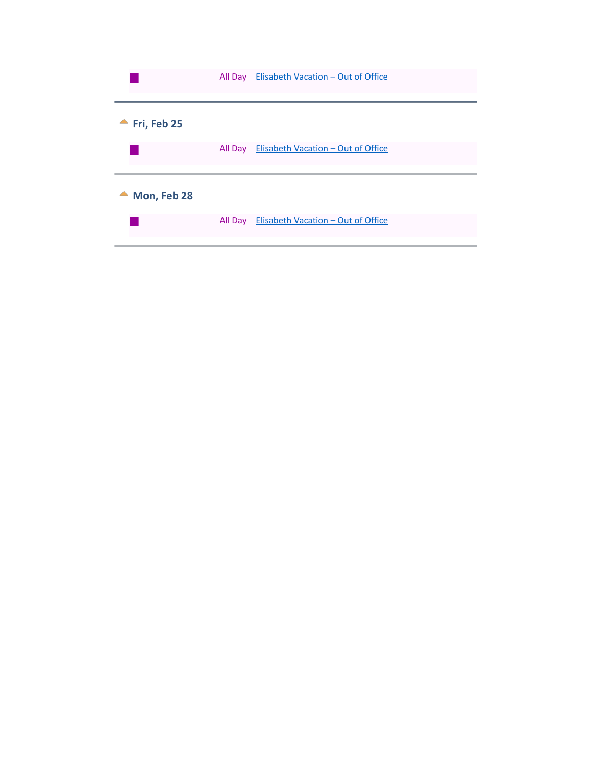All Day [Elisabeth Vacation – Out of Office]

---

### Fri, Feb 25

All Day [Elisabeth Vacation – Out of Office]

---

### Mon, Feb 28

All Day [Elisabeth Vacation – Out of Office]

---